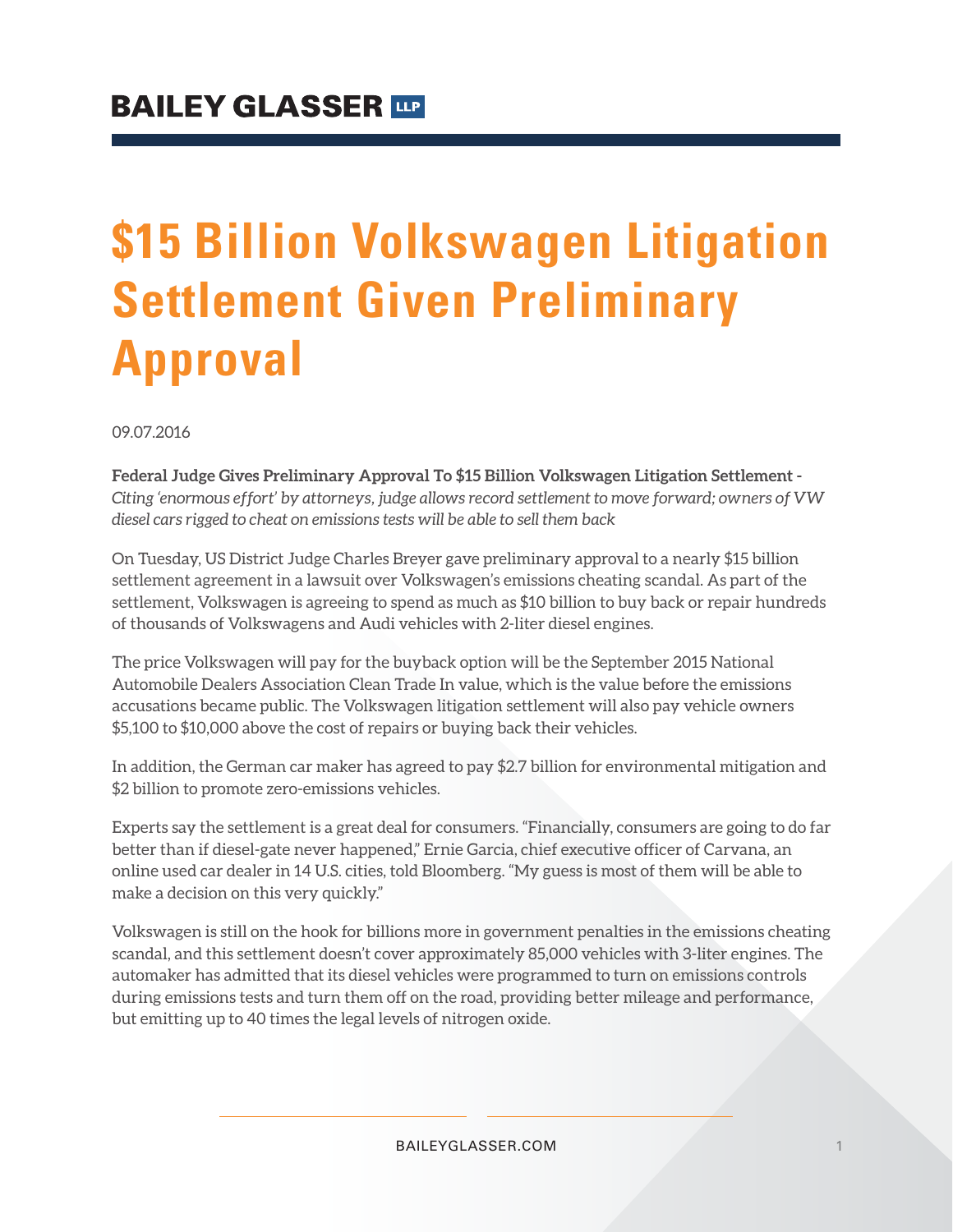# $15 Billion Volkswagen Litigation Settlement Given Preliminary Approval

09.07.2016

**Federal Judge Gives Preliminary Approval To $15 Billion Volkswagen Litigation Settlement -** *Citing 'enormous effort' by attorneys, judge allows record settlement to move forward; owners of VW diesel cars rigged to cheat on emissions tests will be able to sell them back*

On Tuesday, US District Judge Charles Breyer gave preliminary approval to a nearly $15 billion settlement agreement in a lawsuit over Volkswagen's emissions cheating scandal. As part of the settlement, Volkswagen is agreeing to spend as much as $10 billion to buy back or repair hundreds of thousands of Volkswagens and Audi vehicles with 2-liter diesel engines.

The price Volkswagen will pay for the buyback option will be the September 2015 National Automobile Dealers Association Clean Trade In value, which is the value before the emissions accusations became public. The Volkswagen litigation settlement will also pay vehicle owners $5,100 to $10,000 above the cost of repairs or buying back their vehicles.

In addition, the German car maker has agreed to pay $2.7 billion for environmental mitigation and $2 billion to promote zero-emissions vehicles.

Experts say the settlement is a great deal for consumers. "Financially, consumers are going to do far better than if diesel-gate never happened," Ernie Garcia, chief executive officer of Carvana, an online used car dealer in 14 U.S. cities, told Bloomberg. "My guess is most of them will be able to make a decision on this very quickly."

Volkswagen is still on the hook for billions more in government penalties in the emissions cheating scandal, and this settlement doesn't cover approximately 85,000 vehicles with 3-liter engines. The automaker has admitted that its diesel vehicles were programmed to turn on emissions controls during emissions tests and turn them off on the road, providing better mileage and performance, but emitting up to 40 times the legal levels of nitrogen oxide.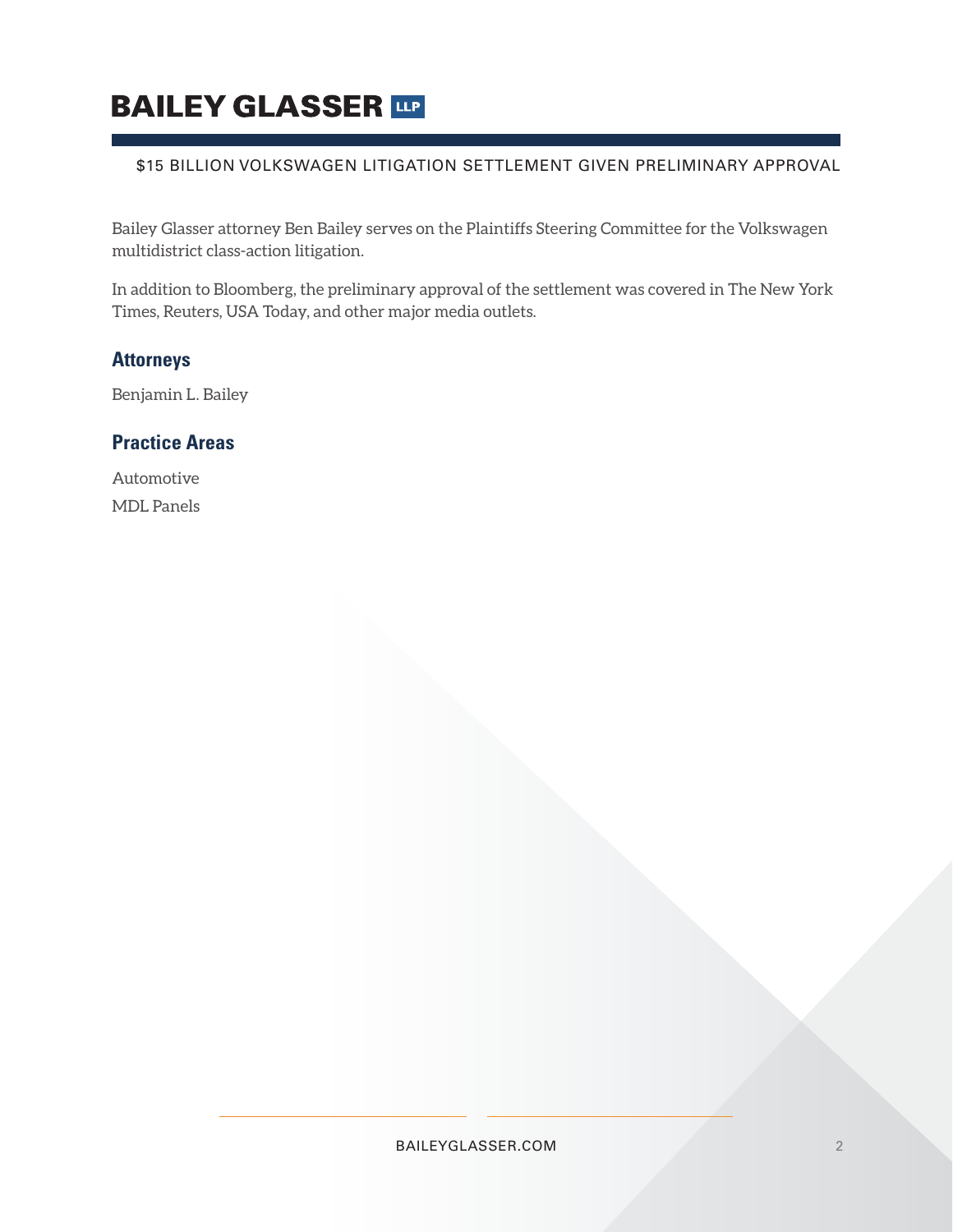Bailey Glasser attorney Ben Bailey serves on the Plaintiffs Steering Committee for the Volkswagen multidistrict class-action litigation.

In addition to Bloomberg, the preliminary approval of the settlement was covered in The New York Times, Reuters, USA Today, and other major media outlets.

## Attorneys

Benjamin L. Bailey

## Practice Areas

Automotive

MDL Panels